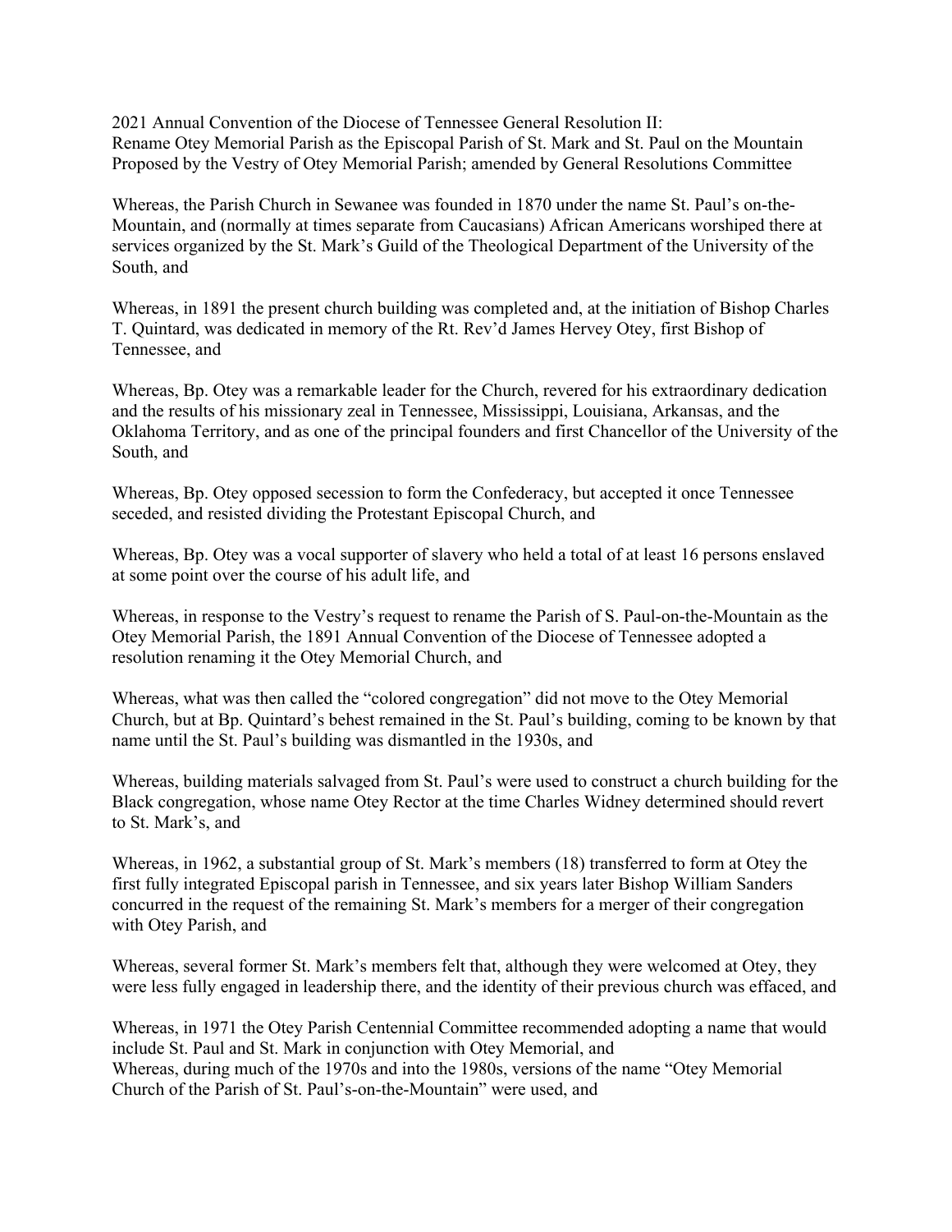2021 Annual Convention of the Diocese of Tennessee General Resolution II:
Rename Otey Memorial Parish as the Episcopal Parish of St. Mark and St. Paul on the Mountain
Proposed by the Vestry of Otey Memorial Parish; amended by General Resolutions Committee

Whereas, the Parish Church in Sewanee was founded in 1870 under the name St. Paul's on-the-Mountain, and (normally at times separate from Caucasians) African Americans worshiped there at services organized by the St. Mark's Guild of the Theological Department of the University of the South, and

Whereas, in 1891 the present church building was completed and, at the initiation of Bishop Charles T. Quintard, was dedicated in memory of the Rt. Rev'd James Hervey Otey, first Bishop of Tennessee, and

Whereas, Bp. Otey was a remarkable leader for the Church, revered for his extraordinary dedication and the results of his missionary zeal in Tennessee, Mississippi, Louisiana, Arkansas, and the Oklahoma Territory, and as one of the principal founders and first Chancellor of the University of the South, and

Whereas, Bp. Otey opposed secession to form the Confederacy, but accepted it once Tennessee seceded, and resisted dividing the Protestant Episcopal Church, and

Whereas, Bp. Otey was a vocal supporter of slavery who held a total of at least 16 persons enslaved at some point over the course of his adult life, and

Whereas, in response to the Vestry's request to rename the Parish of S. Paul-on-the-Mountain as the Otey Memorial Parish, the 1891 Annual Convention of the Diocese of Tennessee adopted a resolution renaming it the Otey Memorial Church, and

Whereas, what was then called the "colored congregation" did not move to the Otey Memorial Church, but at Bp. Quintard's behest remained in the St. Paul's building, coming to be known by that name until the St. Paul's building was dismantled in the 1930s, and

Whereas, building materials salvaged from St. Paul's were used to construct a church building for the Black congregation, whose name Otey Rector at the time Charles Widney determined should revert to St. Mark's, and

Whereas, in 1962, a substantial group of St. Mark's members (18) transferred to form at Otey the first fully integrated Episcopal parish in Tennessee, and six years later Bishop William Sanders concurred in the request of the remaining St. Mark's members for a merger of their congregation with Otey Parish, and

Whereas, several former St. Mark's members felt that, although they were welcomed at Otey, they were less fully engaged in leadership there, and the identity of their previous church was effaced, and

Whereas, in 1971 the Otey Parish Centennial Committee recommended adopting a name that would include St. Paul and St. Mark in conjunction with Otey Memorial, and
Whereas, during much of the 1970s and into the 1980s, versions of the name "Otey Memorial Church of the Parish of St. Paul's-on-the-Mountain" were used, and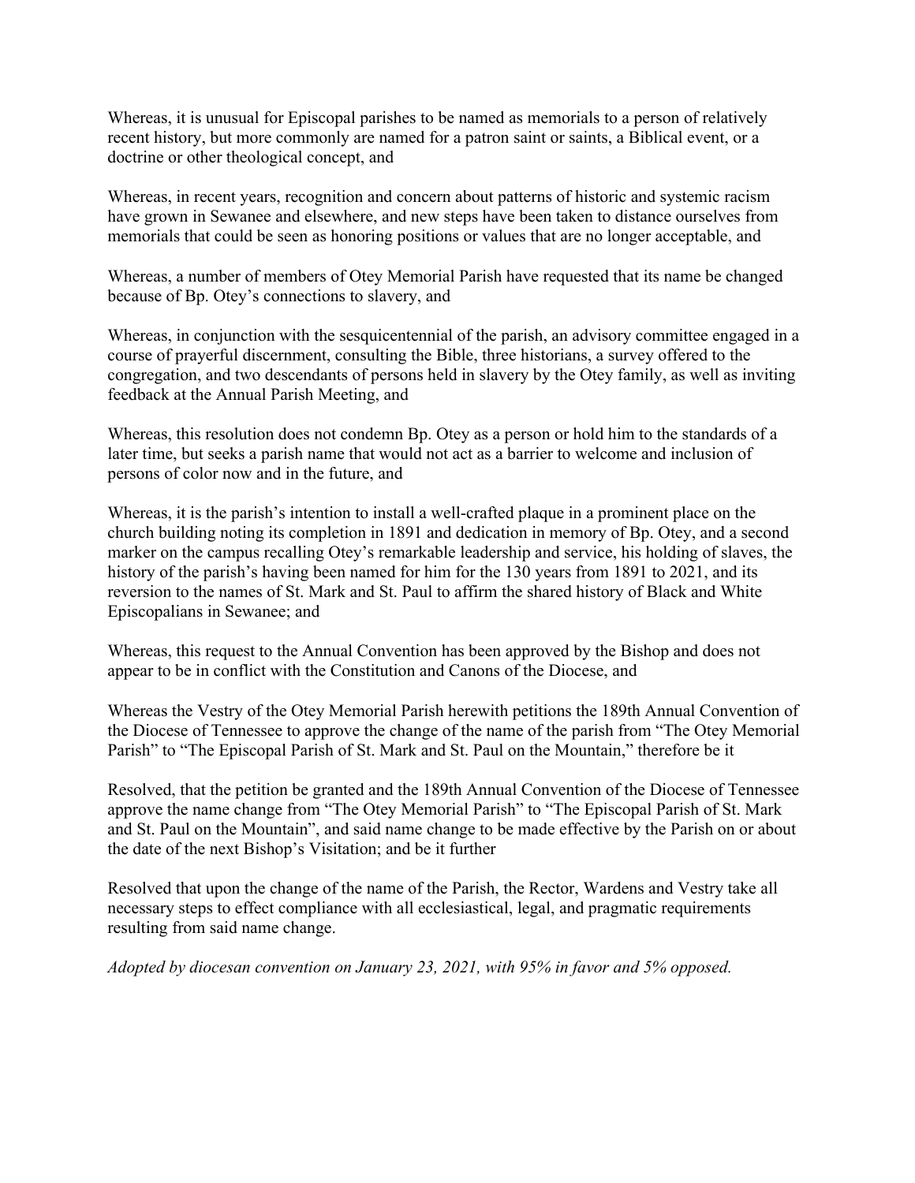Whereas, it is unusual for Episcopal parishes to be named as memorials to a person of relatively recent history, but more commonly are named for a patron saint or saints, a Biblical event, or a doctrine or other theological concept, and

Whereas, in recent years, recognition and concern about patterns of historic and systemic racism have grown in Sewanee and elsewhere, and new steps have been taken to distance ourselves from memorials that could be seen as honoring positions or values that are no longer acceptable, and

Whereas, a number of members of Otey Memorial Parish have requested that its name be changed because of Bp. Otey's connections to slavery, and

Whereas, in conjunction with the sesquicentennial of the parish, an advisory committee engaged in a course of prayerful discernment, consulting the Bible, three historians, a survey offered to the congregation, and two descendants of persons held in slavery by the Otey family, as well as inviting feedback at the Annual Parish Meeting, and

Whereas, this resolution does not condemn Bp. Otey as a person or hold him to the standards of a later time, but seeks a parish name that would not act as a barrier to welcome and inclusion of persons of color now and in the future, and

Whereas, it is the parish's intention to install a well-crafted plaque in a prominent place on the church building noting its completion in 1891 and dedication in memory of Bp. Otey, and a second marker on the campus recalling Otey's remarkable leadership and service, his holding of slaves, the history of the parish's having been named for him for the 130 years from 1891 to 2021, and its reversion to the names of St. Mark and St. Paul to affirm the shared history of Black and White Episcopalians in Sewanee; and

Whereas, this request to the Annual Convention has been approved by the Bishop and does not appear to be in conflict with the Constitution and Canons of the Diocese, and

Whereas the Vestry of the Otey Memorial Parish herewith petitions the 189th Annual Convention of the Diocese of Tennessee to approve the change of the name of the parish from "The Otey Memorial Parish" to "The Episcopal Parish of St. Mark and St. Paul on the Mountain," therefore be it

Resolved, that the petition be granted and the 189th Annual Convention of the Diocese of Tennessee approve the name change from "The Otey Memorial Parish" to "The Episcopal Parish of St. Mark and St. Paul on the Mountain", and said name change to be made effective by the Parish on or about the date of the next Bishop's Visitation; and be it further

Resolved that upon the change of the name of the Parish, the Rector, Wardens and Vestry take all necessary steps to effect compliance with all ecclesiastical, legal, and pragmatic requirements resulting from said name change.

*Adopted by diocesan convention on January 23, 2021, with 95% in favor and 5% opposed.*